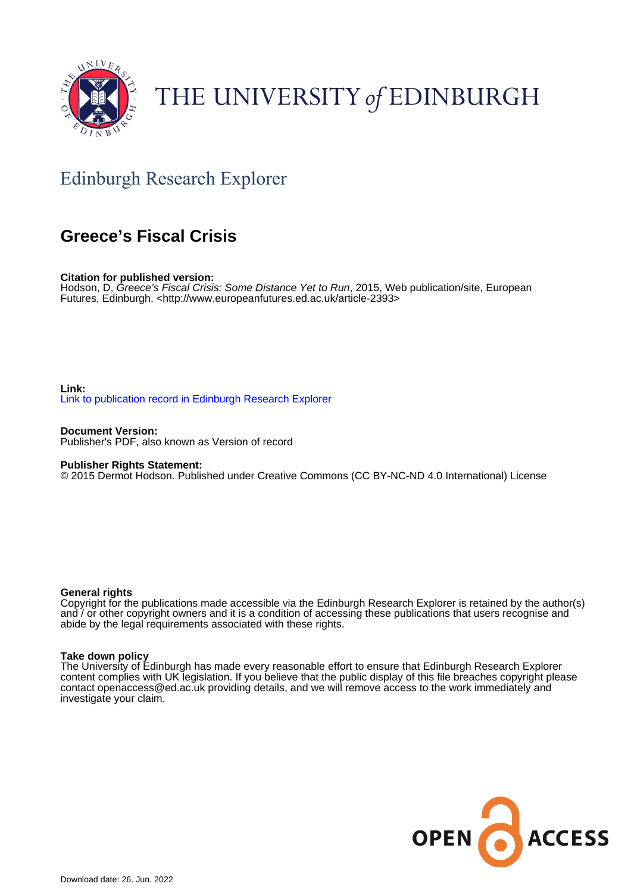THE UNIVERSITY of EDINBURGH

## Edinburgh Research Explorer

# Greece's Fiscal Crisis

**Citation for published version:**
Hodson, D, *Greece's Fiscal Crisis: Some Distance Yet to Run*, 2015, Web publication/site, European Futures, Edinburgh. <http://www.europeanfutures.ed.ac.uk/article-2393>

**Link:**
Link to publication record in Edinburgh Research Explorer

**Document Version:**
Publisher's PDF, also known as Version of record

**Publisher Rights Statement:**
© 2015 Dermot Hodson. Published under Creative Commons (CC BY-NC-ND 4.0 International) License

**General rights**
Copyright for the publications made accessible via the Edinburgh Research Explorer is retained by the author(s) and / or other copyright owners and it is a condition of accessing these publications that users recognise and abide by the legal requirements associated with these rights.

**Take down policy**
The University of Edinburgh has made every reasonable effort to ensure that Edinburgh Research Explorer content complies with UK legislation. If you believe that the public display of this file breaches copyright please contact openaccess@ed.ac.uk providing details, and we will remove access to the work immediately and investigate your claim.

OPEN ACCESS

Download date: 26. Jun. 2022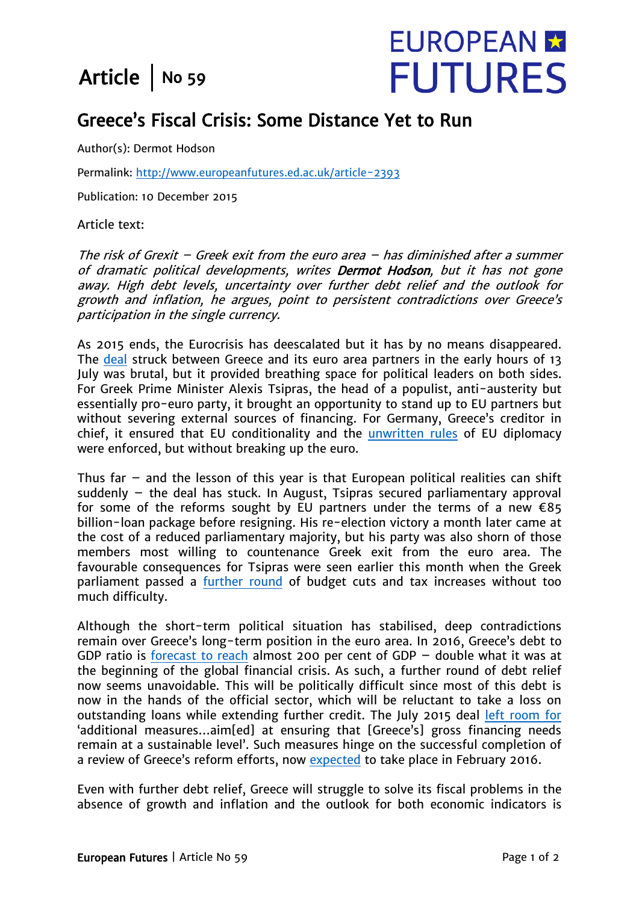Article | No 59

# EUROPEAN FUTURES

## Greece's Fiscal Crisis: Some Distance Yet to Run

Author(s): Dermot Hodson

Permalink: http://www.europeanfutures.ed.ac.uk/article-2393

Publication: 10 December 2015

Article text:

*The risk of Grexit – Greek exit from the euro area – has diminished after a summer of dramatic political developments, writes* ***Dermot Hodson****, but it has not gone away. High debt levels, uncertainty over further debt relief and the outlook for growth and inflation, he argues, point to persistent contradictions over Greece's participation in the single currency.*

As 2015 ends, the Eurocrisis has deescalated but it has by no means disappeared. The deal struck between Greece and its euro area partners in the early hours of 13 July was brutal, but it provided breathing space for political leaders on both sides. For Greek Prime Minister Alexis Tsipras, the head of a populist, anti-austerity but essentially pro-euro party, it brought an opportunity to stand up to EU partners but without severing external sources of financing. For Germany, Greece's creditor in chief, it ensured that EU conditionality and the unwritten rules of EU diplomacy were enforced, but without breaking up the euro.

Thus far – and the lesson of this year is that European political realities can shift suddenly – the deal has stuck. In August, Tsipras secured parliamentary approval for some of the reforms sought by EU partners under the terms of a new €85 billion-loan package before resigning. His re-election victory a month later came at the cost of a reduced parliamentary majority, but his party was also shorn of those members most willing to countenance Greek exit from the euro area. The favourable consequences for Tsipras were seen earlier this month when the Greek parliament passed a further round of budget cuts and tax increases without too much difficulty.

Although the short-term political situation has stabilised, deep contradictions remain over Greece's long-term position in the euro area. In 2016, Greece's debt to GDP ratio is forecast to reach almost 200 per cent of GDP – double what it was at the beginning of the global financial crisis. As such, a further round of debt relief now seems unavoidable. This will be politically difficult since most of this debt is now in the hands of the official sector, which will be reluctant to take a loss on outstanding loans while extending further credit. The July 2015 deal left room for 'additional measures...aim[ed] at ensuring that [Greece's] gross financing needs remain at a sustainable level'. Such measures hinge on the successful completion of a review of Greece's reform efforts, now expected to take place in February 2016.

Even with further debt relief, Greece will struggle to solve its fiscal problems in the absence of growth and inflation and the outlook for both economic indicators is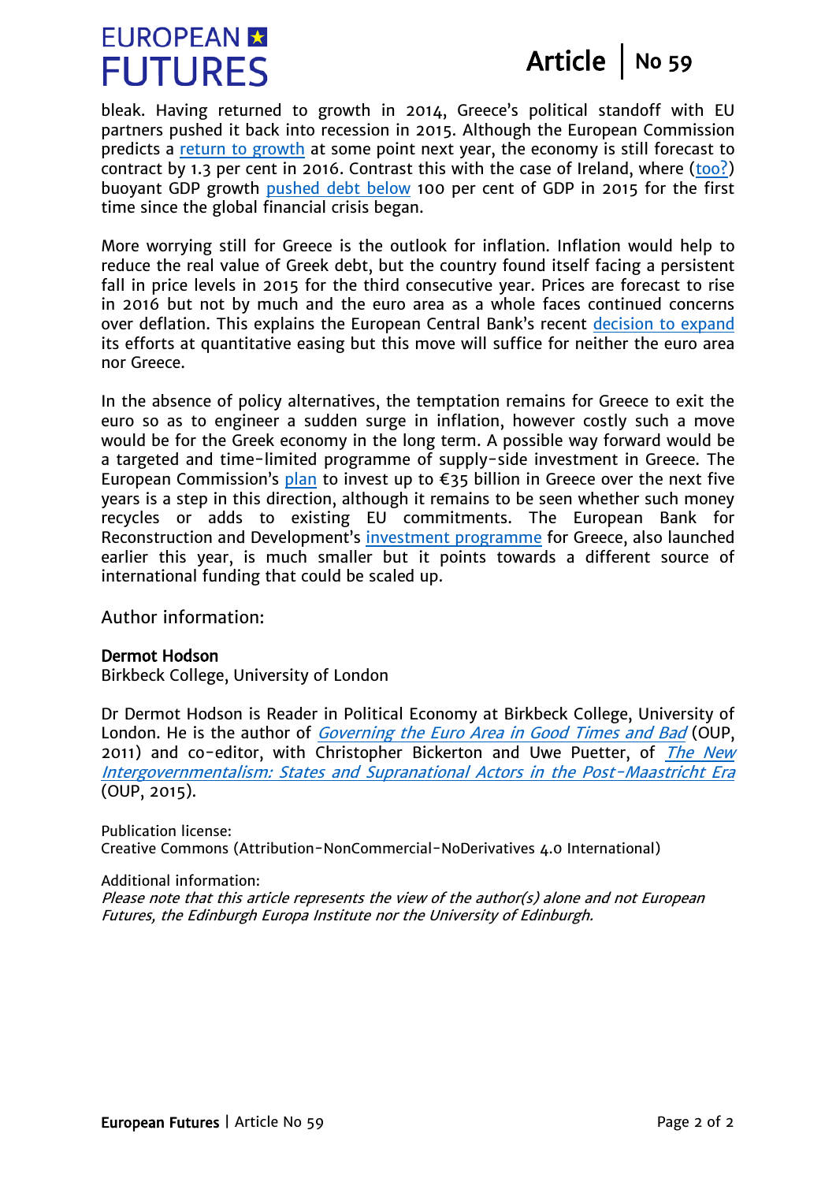bleak. Having returned to growth in 2014, Greece's political standoff with EU partners pushed it back into recession in 2015. Although the European Commission predicts a return to growth at some point next year, the economy is still forecast to contract by 1.3 per cent in 2016. Contrast this with the case of Ireland, where (too?) buoyant GDP growth pushed debt below 100 per cent of GDP in 2015 for the first time since the global financial crisis began.

More worrying still for Greece is the outlook for inflation. Inflation would help to reduce the real value of Greek debt, but the country found itself facing a persistent fall in price levels in 2015 for the third consecutive year. Prices are forecast to rise in 2016 but not by much and the euro area as a whole faces continued concerns over deflation. This explains the European Central Bank's recent decision to expand its efforts at quantitative easing but this move will suffice for neither the euro area nor Greece.

In the absence of policy alternatives, the temptation remains for Greece to exit the euro so as to engineer a sudden surge in inflation, however costly such a move would be for the Greek economy in the long term. A possible way forward would be a targeted and time-limited programme of supply-side investment in Greece. The European Commission's plan to invest up to €35 billion in Greece over the next five years is a step in this direction, although it remains to be seen whether such money recycles or adds to existing EU commitments. The European Bank for Reconstruction and Development's investment programme for Greece, also launched earlier this year, is much smaller but it points towards a different source of international funding that could be scaled up.

## Author information:

**Dermot Hodson**
Birkbeck College, University of London

Dr Dermot Hodson is Reader in Political Economy at Birkbeck College, University of London. He is the author of *Governing the Euro Area in Good Times and Bad* (OUP, 2011) and co-editor, with Christopher Bickerton and Uwe Puetter, of *The New Intergovernmentalism: States and Supranational Actors in the Post-Maastricht Era* (OUP, 2015).

Publication license:
Creative Commons (Attribution-NonCommercial-NoDerivatives 4.0 International)

Additional information:
*Please note that this article represents the view of the author(s) alone and not European Futures, the Edinburgh Europa Institute nor the University of Edinburgh.*